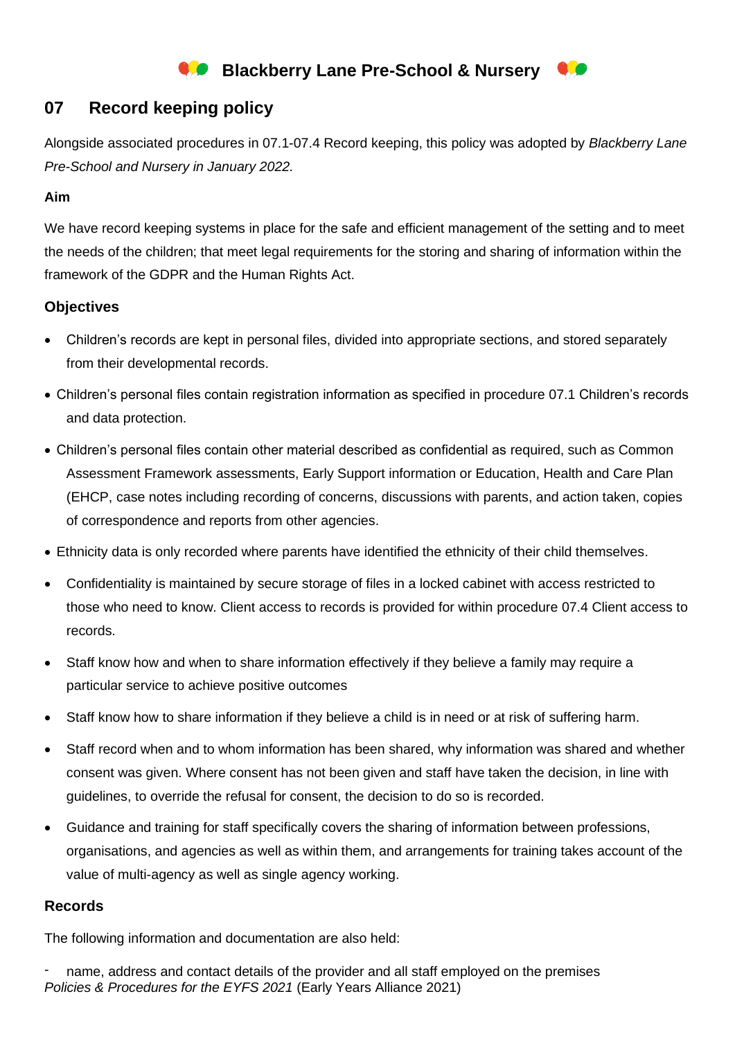# Blackberry Lane Pre-School & Nursery

## 07 Record keeping policy

Alongside associated procedures in 07.1-07.4 Record keeping, this policy was adopted by *Blackberry Lane Pre-School and Nursery in January 2022.*

**Aim**

We have record keeping systems in place for the safe and efficient management of the setting and to meet the needs of the children; that meet legal requirements for the storing and sharing of information within the framework of the GDPR and the Human Rights Act.

### Objectives

- Children's records are kept in personal files, divided into appropriate sections, and stored separately from their developmental records.
- Children's personal files contain registration information as specified in procedure 07.1 Children's records and data protection.
- Children's personal files contain other material described as confidential as required, such as Common Assessment Framework assessments, Early Support information or Education, Health and Care Plan (EHCP, case notes including recording of concerns, discussions with parents, and action taken, copies of correspondence and reports from other agencies.
- Ethnicity data is only recorded where parents have identified the ethnicity of their child themselves.
- Confidentiality is maintained by secure storage of files in a locked cabinet with access restricted to those who need to know. Client access to records is provided for within procedure 07.4 Client access to records.
- Staff know how and when to share information effectively if they believe a family may require a particular service to achieve positive outcomes
- Staff know how to share information if they believe a child is in need or at risk of suffering harm.
- Staff record when and to whom information has been shared, why information was shared and whether consent was given. Where consent has not been given and staff have taken the decision, in line with guidelines, to override the refusal for consent, the decision to do so is recorded.
- Guidance and training for staff specifically covers the sharing of information between professions, organisations, and agencies as well as within them, and arrangements for training takes account of the value of multi-agency as well as single agency working.

### Records

The following information and documentation are also held:

- name, address and contact details of the provider and all staff employed on the premises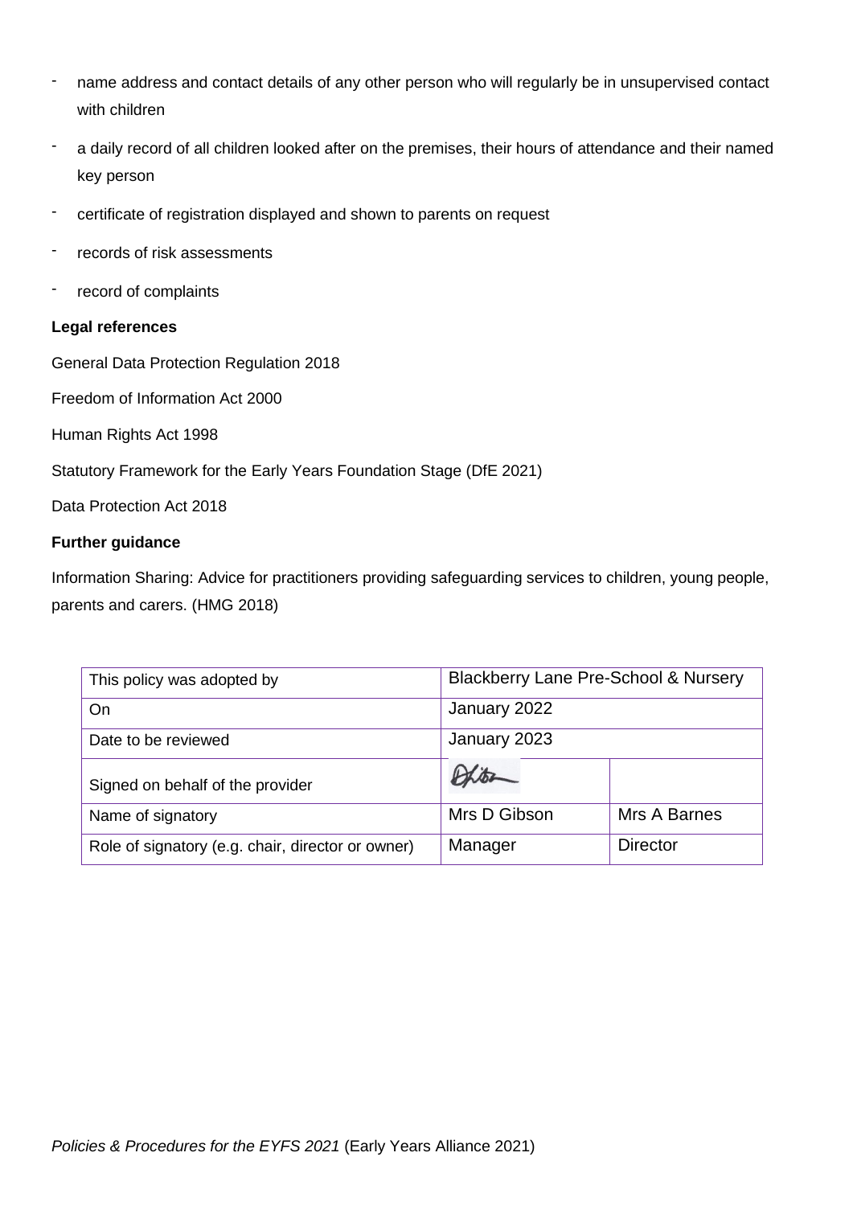- name address and contact details of any other person who will regularly be in unsupervised contact with children
- a daily record of all children looked after on the premises, their hours of attendance and their named key person
- certificate of registration displayed and shown to parents on request
- records of risk assessments
- record of complaints

**Legal references**

General Data Protection Regulation 2018

Freedom of Information Act 2000

Human Rights Act 1998

Statutory Framework for the Early Years Foundation Stage (DfE 2021)

Data Protection Act 2018

**Further guidance**

Information Sharing: Advice for practitioners providing safeguarding services to children, young people, parents and carers. (HMG 2018)

| | | |
|---|---|---|
| This policy was adopted by | Blackberry Lane Pre-School & Nursery | |
| On | January 2022 | |
| Date to be reviewed | January 2023 | |
| Signed on behalf of the provider | | |
| Name of signatory | Mrs D Gibson | Mrs A Barnes |
| Role of signatory (e.g. chair, director or owner) | Manager | Director |

*Policies & Procedures for the EYFS 2021* (Early Years Alliance 2021)